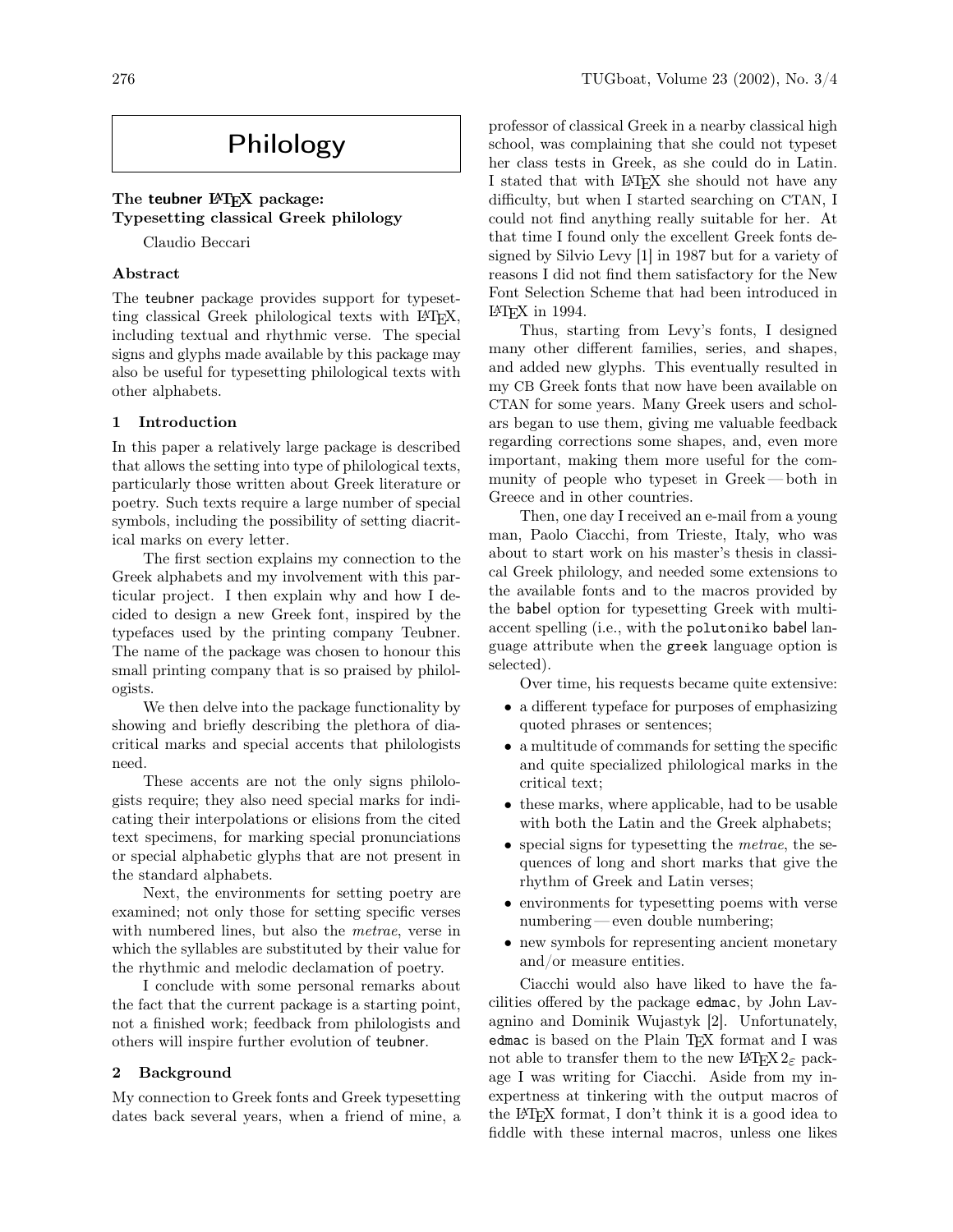# Philology

## The teubner LaTeX package: Typesetting classical Greek philology

Claudio Beccari

### Abstract

The teubner package provides support for typesetting classical Greek philological texts with LaTeX, including textual and rhythmic verse. The special signs and glyphs made available by this package may also be useful for typesetting philological texts with other alphabets.

### 1 Introduction

In this paper a relatively large package is described that allows the setting into type of philological texts, particularly those written about Greek literature or poetry. Such texts require a large number of special symbols, including the possibility of setting diacritical marks on every letter.

The first section explains my connection to the Greek alphabets and my involvement with this particular project. I then explain why and how I decided to design a new Greek font, inspired by the typefaces used by the printing company Teubner. The name of the package was chosen to honour this small printing company that is so praised by philologists.

We then delve into the package functionality by showing and briefly describing the plethora of diacritical marks and special accents that philologists need.

These accents are not the only signs philologists require; they also need special marks for indicating their interpolations or elisions from the cited text specimens, for marking special pronunciations or special alphabetic glyphs that are not present in the standard alphabets.

Next, the environments for setting poetry are examined; not only those for setting specific verses with numbered lines, but also the *metrae*, verse in which the syllables are substituted by their value for the rhythmic and melodic declamation of poetry.

I conclude with some personal remarks about the fact that the current package is a starting point, not a finished work; feedback from philologists and others will inspire further evolution of teubner.

### 2 Background

My connection to Greek fonts and Greek typesetting dates back several years, when a friend of mine, a professor of classical Greek in a nearby classical high school, was complaining that she could not typeset her class tests in Greek, as she could do in Latin. I stated that with LaTeX she should not have any difficulty, but when I started searching on CTAN, I could not find anything really suitable for her. At that time I found only the excellent Greek fonts designed by Silvio Levy [1] in 1987 but for a variety of reasons I did not find them satisfactory for the New Font Selection Scheme that had been introduced in LaTeX in 1994.

Thus, starting from Levy's fonts, I designed many other families, series, and shapes, and added new glyphs. This eventually resulted in my CB Greek fonts that now have been available on CTAN for some years. Many Greek users and scholars began to use them, giving me valuable feedback regarding corrections some shapes, and, even more important, making them more useful for the community of people who typeset in Greek — both in Greece and in other countries.

Then, one day I received an e-mail from a young man, Paolo Ciacchi, from Trieste, Italy, who was about to start work on his master's thesis in classical Greek philology, and needed some extensions to the available fonts and to the macros provided by the babel option for typesetting Greek with multiaccent spelling (i.e., with the `polutoniko` babel language attribute when the `greek` language option is selected).

Over time, his requests became quite extensive:

- a different typeface for purposes of emphasizing quoted phrases or sentences;
- a multitude of commands for setting the specific and quite specialized philological marks in the critical text;
- these marks, where applicable, had to be usable with both the Latin and the Greek alphabets;
- special signs for typesetting the *metrae*, the sequences of long and short marks that give the rhythm of Greek and Latin verses;
- environments for typesetting poems with verse numbering — even double numbering;
- new symbols for representing ancient monetary and/or measure entities.

Ciacchi would also have liked to have the facilities offered by the package edmac, by John Lavagnino and Dominik Wujastyk [2]. Unfortunately, edmac is based on the Plain TeX format and I was not able to transfer them to the new LaTeX $2_\varepsilon$ package I was writing for Ciacchi. Aside from my inexpertness at tinkering with the output macros of the LaTeX format, I don't think it is a good idea to fiddle with these internal macros, unless one likes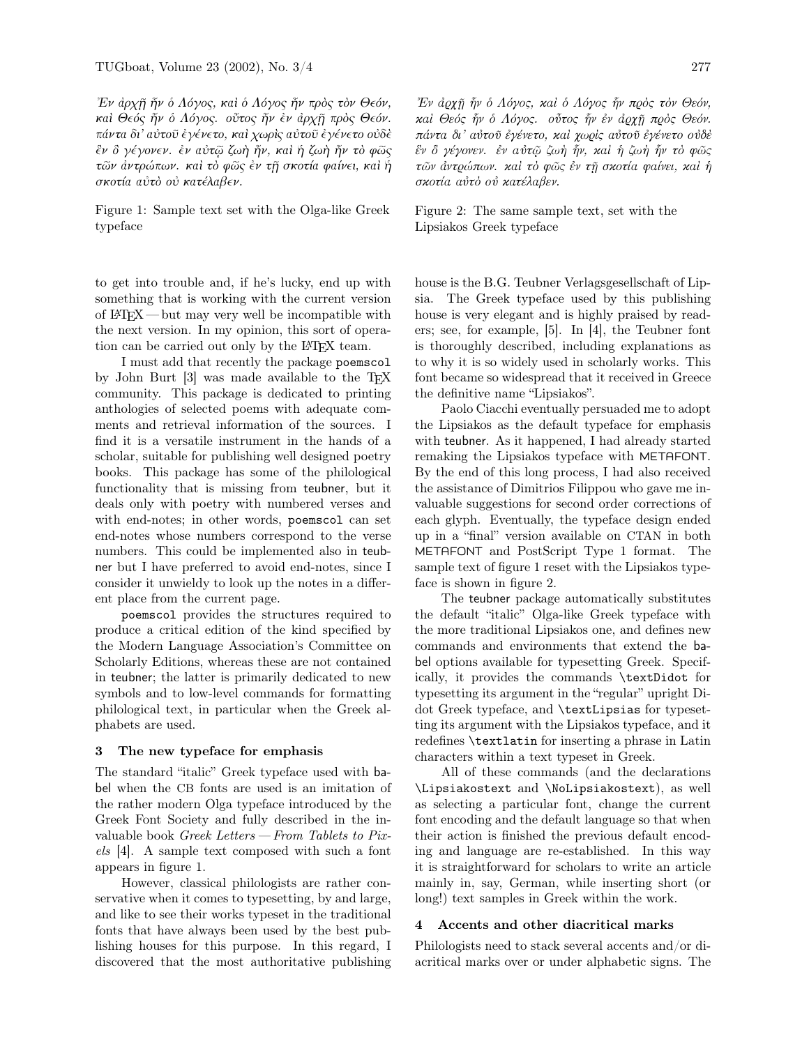Ἐν ἀρχῇ ἦν ὁ Λόγος, καὶ ὁ Λόγος ἦν πρὸς τὸν Θεόν, καὶ Θεός ἦν ὁ Λόγος. οὗτος ἦν ἐν ἀρχῇ πρὸς Θεόν. πάντα δι' αὐτοῦ ἐγένετο, καὶ χωρὶς αὐτοῦ ἐγένετο οὐδὲ ἓν ὃ γέγονεν. ἐν αὐτῷ ζωὴ ἦν, καὶ ἡ ζωὴ ἦν τὸ φῶς τῶν ἀντρώπων. καὶ τὸ φῶς ἐν τῇ σκοτία φαίνει, καὶ ἡ σκοτία αὐτὸ οὐ κατέλαβεν.

Figure 1: Sample text set with the Olga-like Greek typeface

Ἐν ἀρχῇ ἦν ὁ Λόγος, καὶ ὁ Λόγος ἦν πρὸς τὸν Θεόν, καὶ Θεός ἦν ὁ Λόγος. οὗτος ἦν ἐν ἀρχῇ πρὸς Θεόν. πάντα δι' αὐτοῦ ἐγένετο, καὶ χωρὶς αὐτοῦ ἐγένετο οὐδὲ ἓν ὃ γέγονεν. ἐν αὐτῷ ζωὴ ἦν, καὶ ἡ ζωὴ ἦν τὸ φῶς τῶν ἀντρώπων. καὶ τὸ φῶς ἐν τῇ σκοτία φαίνει, καὶ ἡ σκοτία αὐτὸ οὐ κατέλαβεν.

Figure 2: The same sample text, set with the Lipsiakos Greek typeface

to get into trouble and, if he's lucky, end up with something that is working with the current version of LaTeX — but may very well be incompatible with the next version. In my opinion, this sort of operation can be carried out only by the LaTeX team.

I must add that recently the package poemscol by John Burt [3] was made available to the TeX community. This package is dedicated to printing anthologies of selected poems with adequate comments and retrieval information of the sources. I find it is a versatile instrument in the hands of a scholar, suitable for publishing well designed poetry books. This package has some of the philological functionality that is missing from teubner, but it deals only with poetry with numbered verses and with end-notes; in other words, poemscol can set end-notes whose numbers correspond to the verse numbers. This could be implemented also in teubner but I have preferred to avoid end-notes, since I consider it unwieldy to look up the notes in a different place from the current page.

poemscol provides the structures required to produce a critical edition of the kind specified by the Modern Language Association's Committee on Scholarly Editions, whereas these are not contained in teubner; the latter is primarily dedicated to new symbols and to low-level commands for formatting philological text, in particular when the Greek alphabets are used.

## 3 The new typeface for emphasis

The standard "italic" Greek typeface used with babel when the CB fonts are used is an imitation of the rather modern Olga typeface introduced by the Greek Font Society and fully described in the invaluable book *Greek Letters — From Tablets to Pixels* [4]. A sample text composed with such a font appears in figure 1.

However, classical philologists are rather conservative when it comes to typesetting, by and large, and like to see their works typeset in the traditional fonts that have always been used by the best publishing houses for this purpose. In this regard, I discovered that the most authoritative publishing house is the B.G. Teubner Verlagsgesellschaft of Lipsia. The Greek typeface used by this publishing house is very elegant and is highly praised by readers; see, for example, [5]. In [4], the Teubner font is thoroughly described, including explanations as to why it is so widely used in scholarly works. This font became so widespread that it received in Greece the definitive name "Lipsiakos".

Paolo Ciacchi eventually persuaded me to adopt the Lipsiakos as the default typeface for emphasis with teubner. As it happened, I had already started remaking the Lipsiakos typeface with METAFONT. By the end of this long process, I had also received the assistance of Dimitrios Filippou who gave me invaluable suggestions for second order corrections of each glyph. Eventually, the typeface design ended up in a "final" version available on CTAN in both METAFONT and PostScript Type 1 format. The sample text of figure 1 reset with the Lipsiakos typeface is shown in figure 2.

The teubner package automatically substitutes the default "italic" Olga-like Greek typeface with the more traditional Lipsiakos one, and defines new commands and environments that extend the babel options available for typesetting Greek. Specifically, it provides the commands \textDidot for typesetting its argument in the "regular" upright Didot Greek typeface, and \textLipsias for typesetting its argument with the Lipsiakos typeface, and it redefines \textlatin for inserting a phrase in Latin characters within a text typeset in Greek.

All of these commands (and the declarations \Lipsiakostext and \NoLipsiakostext), as well as selecting a particular font, change the current font encoding and the default language so that when their action is finished the previous default encoding and language are re-established. In this way it is straightforward for scholars to write an article mainly in, say, German, while inserting short (or long!) text samples in Greek within the work.

## 4 Accents and other diacritical marks

Philologists need to stack several accents and/or diacritical marks over or under alphabetic signs. The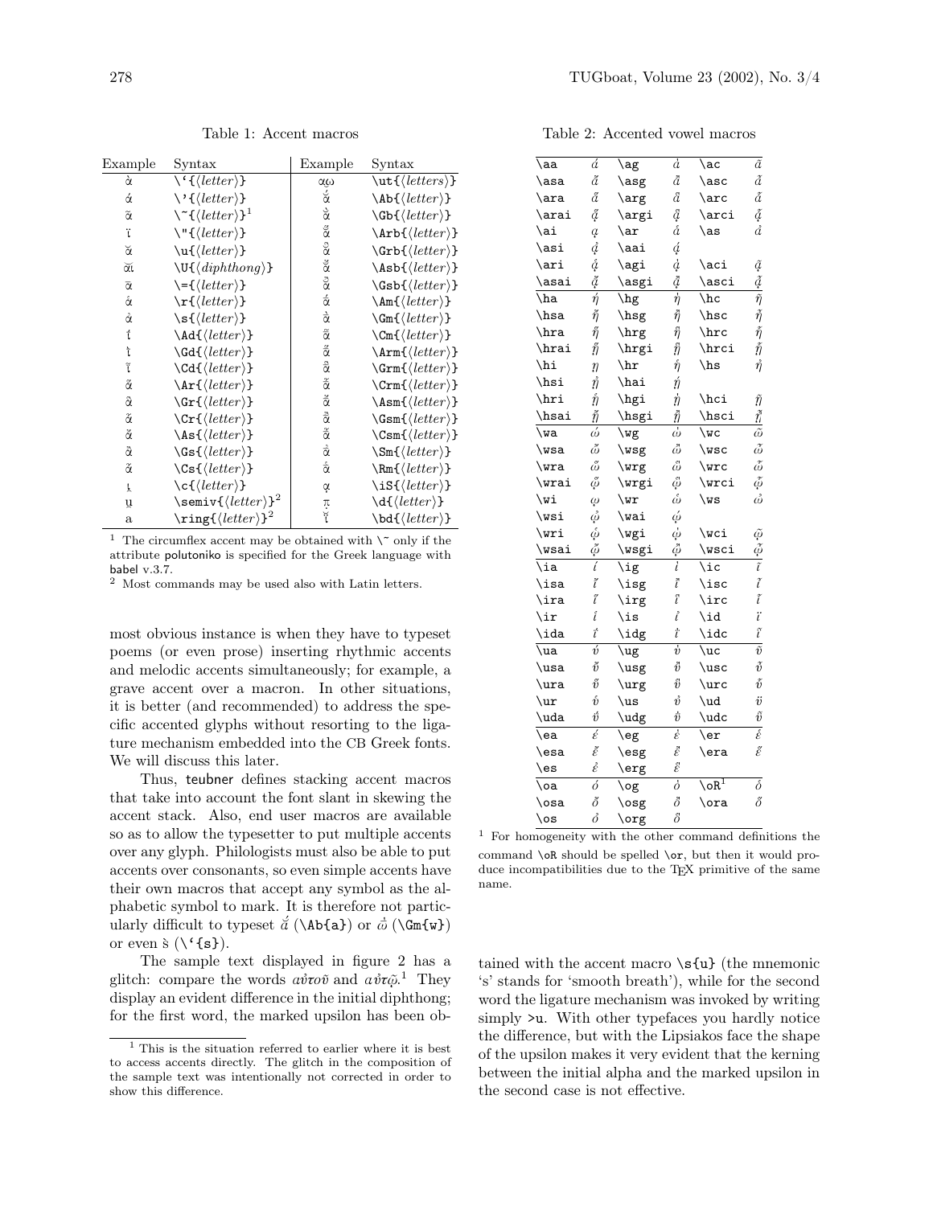Table 1: Accent macros

| Example | Syntax | Example | Syntax |
|---|---|---|---|
| ὰ | \`{⟨letter⟩} | ᾱω̣ | \ut{⟨letters⟩} |
| ά | \'{⟨letter⟩} | ᾰ́ | \Ab{⟨letter⟩} |
| ᾶ | \~{⟨letter⟩}[1] | ᾰ̀ | \Gb{⟨letter⟩} |
| ϊ | \"{⟨letter⟩} | ᾰ̔́ | \Arb{⟨letter⟩} |
| ᾰ | \u{⟨letter⟩} | ᾰ̔̀ | \Grb{⟨letter⟩} |
| ᾰι | \U{⟨diphthong⟩} | ᾰ̓́ | \Asb{⟨letter⟩} |
| ᾱ | \={⟨letter⟩} | ᾰ̓̀ | \Gsb{⟨letter⟩} |
| ἁ | \r{⟨letter⟩} | ᾱ́ | \Am{⟨letter⟩} |
| ἀ | \s{⟨letter⟩} | ᾱ̀ | \Gm{⟨letter⟩} |
| ί | \Ad{⟨letter⟩} | ᾱ͂ | \Cm{⟨letter⟩} |
| ὶ | \Gd{⟨letter⟩} | ᾱ̔́ | \Arm{⟨letter⟩} |
| ῗ | \Cd{⟨letter⟩} | ᾱ̔̀ | \Grm{⟨letter⟩} |
| ἅ | \Ar{⟨letter⟩} | ᾱ̔͂ | \Crm{⟨letter⟩} |
| ἃ | \Gr{⟨letter⟩} | ᾱ̓́ | \Asm{⟨letter⟩} |
| ἇ | \Cr{⟨letter⟩} | ᾱ̓̀ | \Gsm{⟨letter⟩} |
| ἄ | \As{⟨letter⟩} | ᾱ̓͂ | \Csm{⟨letter⟩} |
| ἂ | \Gs{⟨letter⟩} | ᾱ̓ | \Sm{⟨letter⟩} |
| ἆ | \Cs{⟨letter⟩} | ᾱ̔ | \Rm{⟨letter⟩} |
| ι̧ | \c{⟨letter⟩} | ᾳ | \iS{⟨letter⟩} |
| u̯ | \semiv{⟨letter⟩}[2] | π̣ | \d{⟨letter⟩} |
| ḁ | \ring{⟨letter⟩}[2] | ῐ̈ | \bd{⟨letter⟩} |

[1] The circumflex accent may be obtained with \~ only if the attribute polutoniko is specified for the Greek language with babel v.3.7.

[2] Most commands may be used also with Latin letters.

Table 2: Accented vowel macros

| | | | | | |
|---|---|---|---|---|---|
| \aa | ά | \ag | ὰ | \ac | ᾶ |
| \asa | ἄ | \asg | ἂ | \asc | ἆ |
| \ara | ἅ | \arg | ἃ | \arc | ἇ |
| \arai | ᾅ | \argi | ᾃ | \arci | ᾇ |
| \ai | ᾳ | \ar | ἁ | \as | ἀ |
| \asi | ᾀ | \aai | ᾴ | | |
| \ari | ᾁ | \agi | ᾲ | \aci | ᾷ |
| \asai | ᾄ | \asgi | ᾂ | \asci | ᾆ |
| \ha | ή | \hg | ὴ | \hc | ῆ |
| \hsa | ἤ | \hsg | ἢ | \hsc | ἦ |
| \hra | ἥ | \hrg | ἣ | \hrc | ἧ |
| \hrai | ᾕ | \hrgi | ᾓ | \hrci | ᾗ |
| \hi | ῃ | \hr | ἡ | \hs | ἠ |
| \hsi | ᾐ | \hai | ῄ | | |
| \hri | ᾑ | \hgi | ῂ | \hci | ῇ |
| \hsai | ᾔ | \hsgi | ᾒ | \hsci | ᾖ |
| \wa | ώ | \wg | ὼ | \wc | ῶ |
| \wsa | ὤ | \wsg | ὢ | \wsc | ὦ |
| \wra | ὥ | \wrg | ὣ | \wrc | ὧ |
| \wrai | ᾥ | \wrgi | ᾣ | \wrci | ᾧ |
| \wi | ῳ | \wr | ὡ | \ws | ὠ |
| \wsi | ᾠ | \wai | ῴ | | |
| \wri | ᾡ | \wgi | ῲ | \wci | ῷ |
| \wsai | ᾤ | \wsgi | ᾢ | \wsci | ᾦ |
| \ia | ί | \ig | ὶ | \ic | ῖ |
| \isa | ἴ | \isg | ἲ | \isc | ἶ |
| \ira | ἵ | \irg | ἳ | \irc | ἷ |
| \ir | ἱ | \is | ἰ | \id | ϊ |
| \ida | ΐ | \idg | ῒ | \idc | ῗ |
| \ua | ύ | \ug | ὺ | \uc | ῦ |
| \usa | ὔ | \usg | ὒ | \usc | ὖ |
| \ura | ὕ | \urg | ὓ | \urc | ὗ |
| \ur | ὑ | \us | ὐ | \ud | ϋ |
| \uda | ΰ | \udg | ῢ | \udc | ῧ |
| \ea | έ | \eg | ὲ | \er | ἑ |
| \esa | ἔ | \esg | ἒ | \era | ἕ |
| \es | ἐ | \erg | ἓ | | |
| \oa | ό | \og | ὸ | \oR[1] | ὁ |
| \osa | ὄ | \osg | ὂ | \ora | ὅ |
| \os | ὀ | \org | ὃ | | |

[1] For homogeneity with the other command definitions the command \oR should be spelled \or, but then it would produce incompatibilities due to the TeX primitive of the same name.

most obvious instance is when they have to typeset poems (or even prose) inserting rhythmic accents and melodic accents simultaneously; for example, a grave accent over a macron. In other situations, it is better (and recommended) to address the specific accented glyphs without resorting to the ligature mechanism embedded into the CB Greek fonts. We will discuss this later.

Thus, teubner defines stacking accent macros that take into account the font slant in skewing the accent stack. Also, end user macros are available so as to allow the typesetter to put multiple accents over any glyph. Philologists must also be able to put accents over consonants, so even simple accents have their own macros that accept any symbol as the alphabetic symbol to mark. It is therefore not particularly difficult to typeset *ᾰ́* (\Ab{a}) or *ω̄̀* (\Gm{w}) or even s̀ (\`{s}).

The sample text displayed in figure 2 has a glitch: compare the words *αὐτοῦ* and *αὐτῷ*.[1] They display an evident difference in the initial diphthong; for the first word, the marked upsilon has been obtained with the accent macro \s{u} (the mnemonic 's' stands for 'smooth breath'), while for the second word the ligature mechanism was invoked by writing simply >u. With other typefaces you hardly notice the difference, but with the Lipsiakos face the shape of the upsilon makes it very evident that the kerning between the initial alpha and the marked upsilon in the second case is not effective.

[1] This is the situation referred to earlier where it is best to access accents directly. The glitch in the composition of the sample text was intentionally not corrected in order to show this difference.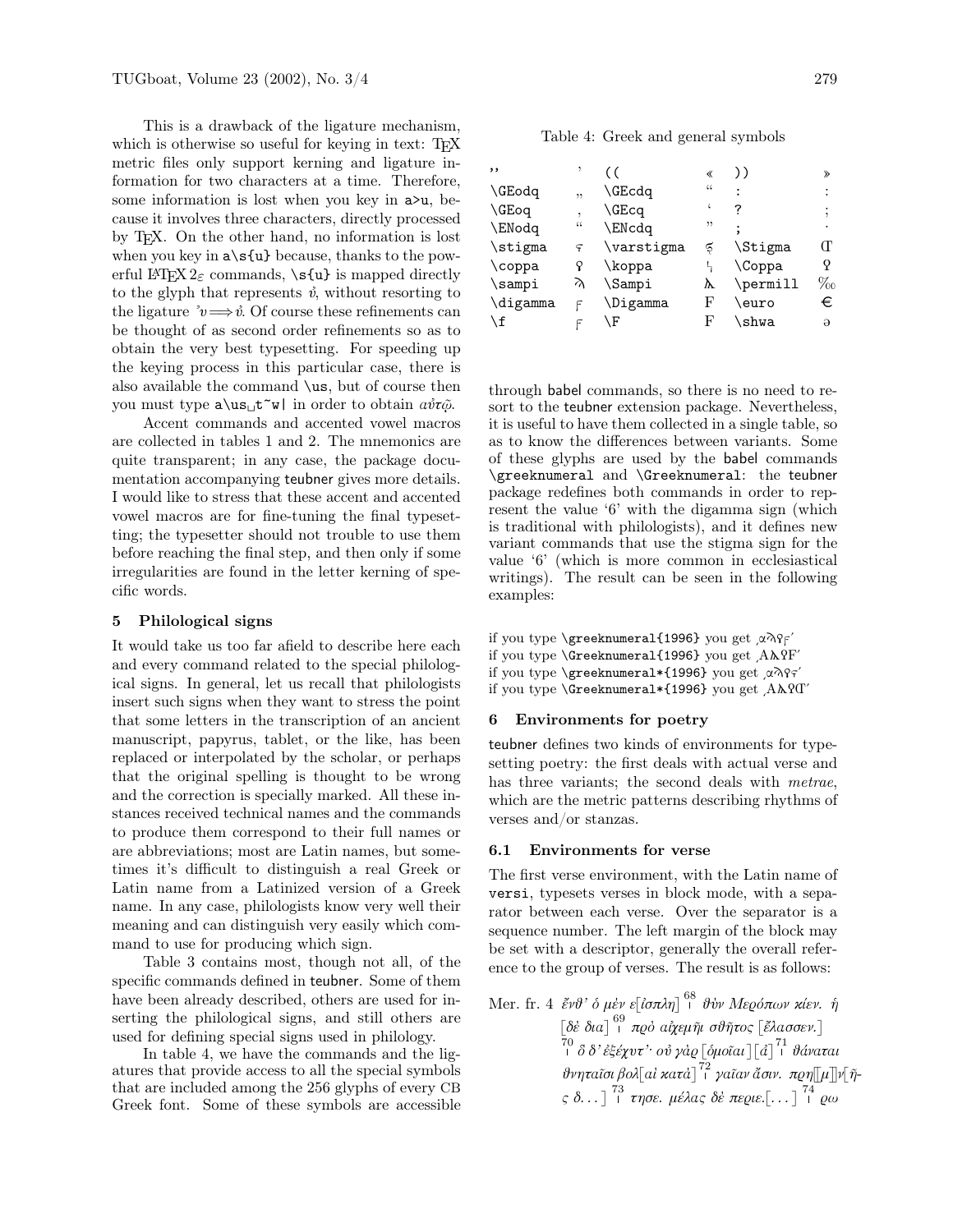This is a drawback of the ligature mechanism, which is otherwise so useful for keying in text: TEX metric files only support kerning and ligature information for two characters at a time. Therefore, some information is lost when you key in `a>u`, because it involves three characters, directly processed by TEX. On the other hand, no information is lost when you key in `a\s{u}` because, thanks to the powerful LATEX 2ε commands, `\s{u}` is mapped directly to the glyph that represents ὐ, without resorting to the ligature ᾽υ ⟹ ὐ. Of course these refinements can be thought of as second order refinements so as to obtain the very best typesetting. For speeding up the keying process in this particular case, there is also available the command `\us`, but of course then you must type `a\us␣t~w|` in order to obtain *αὐτῷ*.

Accent commands and accented vowel macros are collected in tables 1 and 2. The mnemonics are quite transparent; in any case, the package documentation accompanying teubner gives more details. I would like to stress that these accent and accented vowel macros are for fine-tuning the final typesetting; the typesetter should not trouble to use them before reaching the final step, and then only if some irregularities are found in the letter kerning of specific words.

## 5 Philological signs

It would take us too far afield to describe here each and every command related to the special philological signs. In general, let us recall that philologists insert such signs when they want to stress the point that some letters in the transcription of an ancient manuscript, papyrus, tablet, or the like, has been replaced or interpolated by the scholar, or perhaps that the original spelling is thought to be wrong and the correction is specially marked. All these instances received technical names and the commands to produce them correspond to their full names or are abbreviations; most are Latin names, but sometimes it's difficult to distinguish a real Greek or Latin name from a Latinized version of a Greek name. In any case, philologists know very well their meaning and can distinguish very easily which command to use for producing which sign.

Table 3 contains most, though not all, of the specific commands defined in teubner. Some of them have been already described, others are used for inserting the philological signs, and still others are used for defining special signs used in philology.

In table 4, we have the commands and the ligatures that provide access to all the special symbols that are included among the 256 glyphs of every CB Greek font. Some of these symbols are accessible through babel commands, so there is no need to resort to the teubner extension package. Nevertheless, it is useful to have them collected in a single table, so as to know the differences between variants. Some of these glyphs are used by the babel commands `\greeknumeral` and `\Greeknumeral`: the teubner package redefines both commands in order to represent the value '6' with the digamma sign (which is traditional with philologists), and it defines new variant commands that use the stigma sign for the value '6' (which is more common in ecclesiastical writings). The result can be seen in the following examples:

Table 4: Greek and general symbols

| | | | | | |
|---|---|---|---|---|---|
| `''` | ʼ | `((` | « | `))` | » |
| `\GEodq` | „ | `\GEcdq` | “ | `:` | : |
| `\GEoq` | ‚ | `\GEcq` | ‘ | `?` | ; |
| `\ENodq` | “ | `\ENcdq` | ” | `;` | · |
| `\stigma` | ϛ | `\varstigma` | ϛ | `\Stigma` | Ϛ |
| `\coppa` | ϙ | `\koppa` | ϟ | `\Coppa` | Ϙ |
| `\sampi` | ϡ | `\Sampi` | Ϡ | `\permill` | ‰ |
| `\digamma` | ϝ | `\Digamma` | Ϝ | `\euro` | € |
| `\f` | ϝ | `\F` | Ϝ | `\shwa` | ə |

if you type `\greeknumeral{1996}` you get ͵αϡϙϝʹ
if you type `\Greeknumeral{1996}` you get ͵ΑϠϘϜʹ
if you type `\greeknumeral*{1996}` you get ͵αϡϙϛʹ
if you type `\Greeknumeral*{1996}` you get ͵ΑϠϘϚʹ

## 6 Environments for poetry

teubner defines two kinds of environments for typesetting poetry: the first deals with actual verse and has three variants; the second deals with *metrae*, which are the metric patterns describing rhythms of verses and/or stanzas.

### 6.1 Environments for verse

The first verse environment, with the Latin name of `versi`, typesets verses in block mode, with a separator between each verse. Over the separator is a sequence number. The left margin of the block may be set with a descriptor, generally the overall reference to the group of verses. The result is as follows:

Mer. fr. 4 *ἔνθ' ὁ μὲν ε[ἴσπλη]* ⁶⁸| *θὺν Μερόπων κίεν. ἡ [δὲ δια]* ⁶⁹| *πρὸ αἰχμῇι σθῆτος [ἔλασσεν.]* ⁷⁰| *ὃ δ' ἐξέχυτ'· οὐ γὰϱ [ὁμοῖαι] [ἀ]* ⁷¹| *θάναται θνηταῖσι βολ[αὶ κατὰ]* ⁷²| *γαῖαν ἄσιν. πϱη[[μ]]ν[ῆ-ς δ. . . ]* ⁷³| *τησε. μέλας δὲ πεϱιε.[. . . ]* ⁷⁴| *ϱω*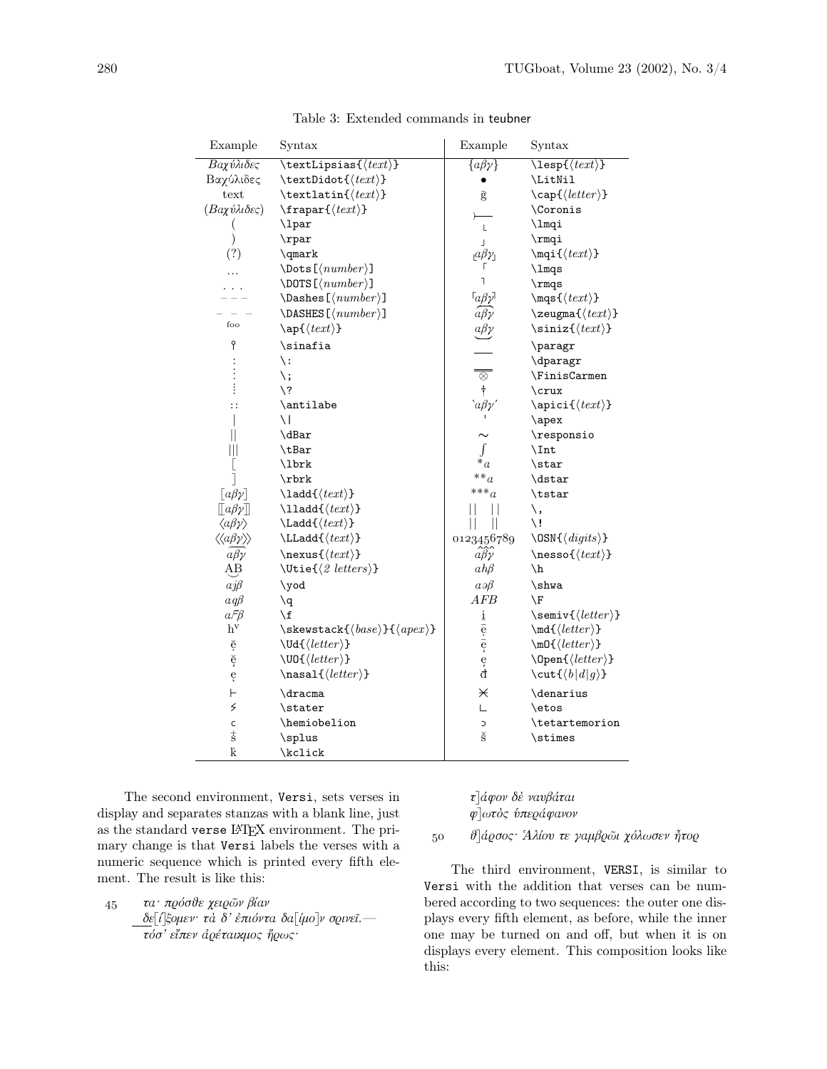Table 3: Extended commands in teubner

| Example | Syntax | Example | Syntax |
|---|---|---|---|
| *Βαχύλιδες* | `\textLipsias{⟨text⟩}` | {αβγ} | `\lesp{⟨text⟩}` |
| Βαχύλιδες | `\textDidot{⟨text⟩}` | ● | `\LitNil` |
| text | `\textlatin{⟨text⟩}` | ḡ | `\cap{⟨letter⟩}` |
| (*Βαχύλιδες*) | `\frapar{⟨text⟩}` | ⟩— | `\Coronis` |
| ( | `\lpar` | ⌊ | `\lmqi` |
| ) | `\rpar` | ⌋ | `\rmqi` |
| (?) | `\qmark` | ⌊αβγ⌋ | `\mqi{⟨text⟩}` |
| … | `\Dots[⟨number⟩]` | ⌈ | `\lmqs` |
| . . . | `\DOTS[⟨number⟩]` | ⌉ | `\rmqs` |
| – – – | `\Dashes[⟨number⟩]` | ⌈αβγ⌉ | `\mqs{⟨text⟩}` |
| – – – | `\DASHES[⟨number⟩]` | αβγ͡ | `\zeugma{⟨text⟩}` |
| foo | `\ap{⟨text⟩}` | αβγ‿ | `\siniz{⟨text⟩}` |
| ⸮ | `\sinafia` | — | `\paragr` |
| ⁝ | `\:` | ═ | `\dparagr` |
| ⁝ | `\;` | ⊗ | `\FinisCarmen` |
| ⁝ | `\?` | † | `\crux` |
| :: | `\antilabe` | ˋαβγˊ | `\apici{⟨text⟩}` |
| \| | `\|` | ˈ | `\apex` |
| \|\| | `\dBar` | ∼ | `\responsio` |
| \|\|\| | `\tBar` | ∫ | `\Int` |
| ⟦ | `\lbrk` | *a | `\star` |
| ⟧ | `\rbrk` | **a | `\dstar` |
| ⟦αβγ⟧ | `\ladd{⟨text⟩}` | ***a | `\tstar` |
| ⟦⟦αβγ⟧⟧ | `\lladd{⟨text⟩}` | \|\| \|\| | `\,` |
| ⟨αβγ⟩ | `\Ladd{⟨text⟩}` | \|\| \|\| | `\!` |
| ⟨⟨αβγ⟩⟩ | `\LLadd{⟨text⟩}` | 0123456789 | `\OSN{⟨digits⟩}` |
| αβγ | `\nexus{⟨text⟩}` | α̂β̂γ̂ | `\nesso{⟨text⟩}` |
| AB‿ | `\Utie{⟨2 letters⟩}` | αhβ | `\h` |
| αjβ | `\yod` | αəβ | `\shwa` |
| αϙβ | `\q` | AFB | `\F` |
| αϝβ | `\f` | i̯ | `\semiv{⟨letter⟩}` |
| h^v | `\skewstack{⟨base⟩}{⟨apex⟩}` | ē̩ | `\md{⟨letter⟩}` |
| ĕ̩ | `\Ud{⟨letter⟩}` | ē̩ | `\mO{⟨letter⟩}` |
| ĕ̜ | `\UO{⟨letter⟩}` | ę | `\Open{⟨letter⟩}` |
| ę | `\nasal{⟨letter⟩}` | đ | `\cut{⟨b\|d\|g⟩}` |
| ⊢ | `\dracma` | ✕ | `\denarius` |
| ⚡ | `\stater` | ∟ | `\etos` |
| c | `\hemiobelion` | ɔ | `\tetartemorion` |
| s̈ | `\splus` | š | `\stimes` |
| k̄ | `\kclick` | | |

The second environment, `Versi`, sets verses in display and separates stanzas with a blank line, just as the standard `verse` LaTeX environment. The primary change is that `Versi` labels the verses with a numeric sequence which is printed every fifth element. The result is like this:

45 *τα· πρόσθε χειρῶν βίαν*
*δε[ί]ξομεν· τὰ δ' ἐπιόντα δα[ίμο]ν σϱινεῖ.—*
*τόσ' εἶπεν ἀρέταιχμος ἥρως·*

*τ]άφον δὲ ναυβάται*
*φ]ωτὸς ὑπεράφανον*
50 *ϑ]άϱσος· Ἁλίου τε γαμβϱῶι χόλωσεν ἦτοϱ*

The third environment, `VERSI`, is similar to `Versi` with the addition that verses can be numbered according to two sequences: the outer one displays every fifth element, as before, while the inner one may be turned on and off, but when it is on displays every element. This composition looks like this: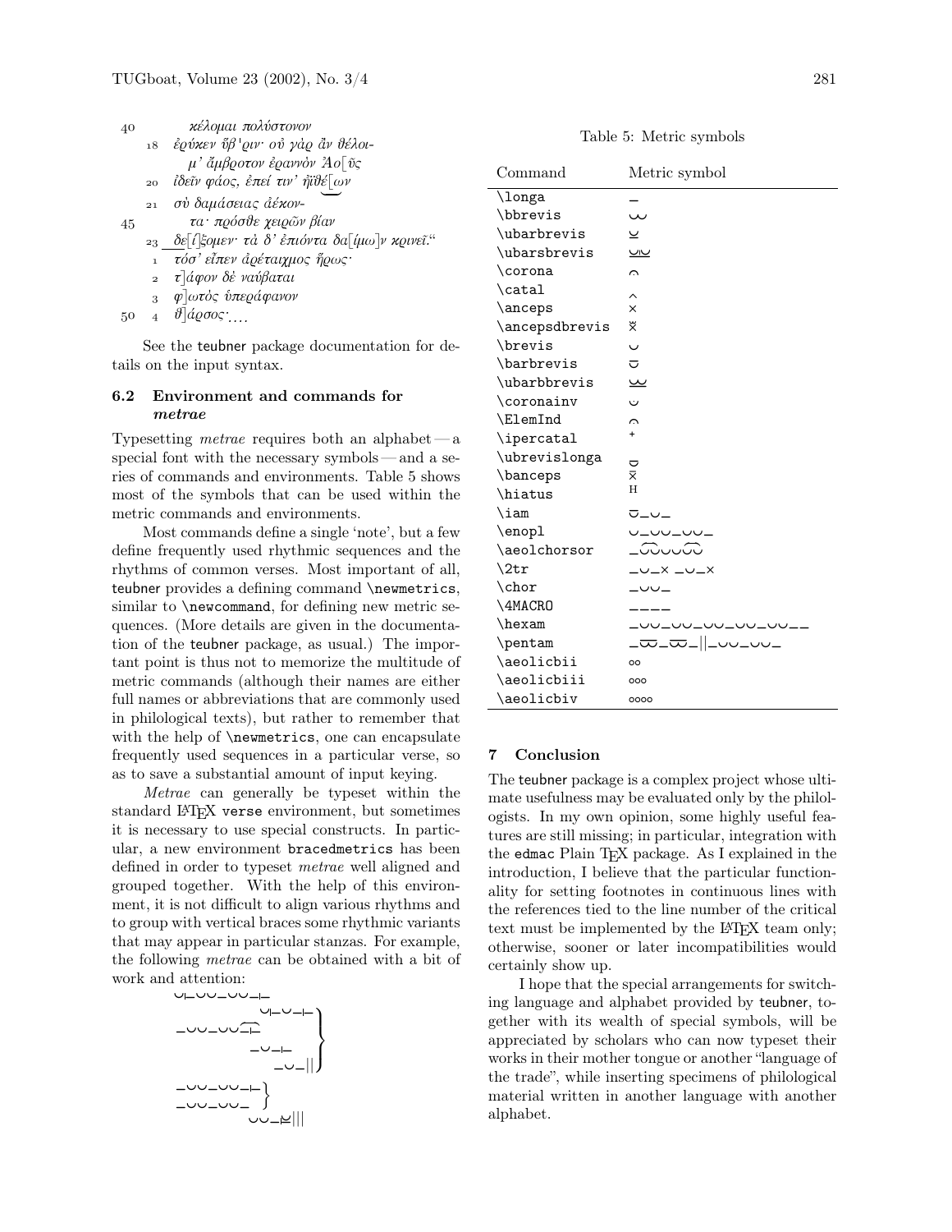40 κέλομαι πολύστονον

18 ἐρύκεν ὕβ'ριν· οὐ γὰρ ἂν θέλοι-

μ' ἄμβροτον ἐραννὸν Ἀο[ῦς

20 ἰδεῖν φάος, ἐπεί τιν' ἠϊθέ[ων

21 σὺ δαμάσειας ἀέκον-

45 τα· πρόσθε χειρῶν βίαν

23 δε[ί]ξομεν· τὰ δ' ἐπιόντα δα[ίμω]ν κρινεῖ."

1 τόσ' εἶπεν ἀρέταιχμος ἥρως·

2 τ]άφον δὲ ναύβαται

3 φ]ωτὸς ὑπεράφανον

50 4 θ]άρσος·...

See the teubner package documentation for details on the input syntax.

### 6.2 Environment and commands for *metrae*

Typesetting *metrae* requires both an alphabet — a special font with the necessary symbols — and a series of commands and environments. Table 5 shows most of the symbols that can be used within the metric commands and environments.

Most commands define a single 'note', but a few define frequently used rhythmic sequences and the rhythms of common verses. Most important of all, teubner provides a defining command \newmetrics, similar to \newcommand, for defining new metric sequences. (More details are given in the documentation of the teubner package, as usual.) The important point is thus not to memorize the multitude of metric commands (although their names are either full names or abbreviations that are commonly used in philological texts), but rather to remember that with the help of \newmetrics, one can encapsulate frequently used sequences in a particular verse, so as to save a substantial amount of input keying.

*Metrae* can generally be typeset within the standard LaTeX verse environment, but sometimes it is necessary to use special constructs. In particular, a new environment bracedmetrics has been defined in order to typeset *metrae* well aligned and grouped together. With the help of this environment, it is not difficult to align various rhythms and to group with vertical braces some rhythmic variants that may appear in particular stanzas. For example, the following *metrae* can be obtained with a bit of work and attention:

```
◡|–◡◡–◡◡–|–
                ◡|–◡–|–  ⎫
–◡◡–◡◡–|–               ⎪
            –◡–|–        ⎬
                –◡–||    ⎭
–◡◡–◡◡–|–  ⎫
–◡◡–◡◡–    ⎭
        ◡◡–⏑|||
```

Table 5: Metric symbols

| Command | Metric symbol |
|---|---|
| \longa | – |
| \bbrevis | ◡◡ |
| \ubarbrevis | ⏑ |
| \ubarsbrevis | ⏑⏑ |
| \corona | ⌒ |
| \catal | ^ |
| \anceps | × |
| \ancepsdbrevis | ×̆ |
| \brevis | ◡ |
| \barbrevis | ◡̄ |
| \ubarbbrevis | ◡◡̲ |
| \coronainv | ◡ |
| \ElemInd | ⌒ |
| \ipercatal | + |
| \ubrevislonga | ◡̄ |
| \banceps | ×̄ |
| \hiatus | H |
| \iam | ◡̄–◡– |
| \enopl | ◡–◡◡–◡◡– |
| \aeolchorsor | –◡◡◡◡◡◡◡ |
| \2tr | –◡–× –◡–× |
| \chor | –◡◡– |
| \4MACRO | –––– |
| \hexam | –◡◡–◡◡–◡◡–◡◡–◡◡–– |
| \pentam | –◡◡–◡◡–‖–◡◡–◡◡– |
| \aeolicbii | oo |
| \aeolicbiii | ooo |
| \aeolicbiv | oooo |

## 7 Conclusion

The teubner package is a complex project whose ultimate usefulness may be evaluated only by the philologists. In my own opinion, some highly useful features are still missing; in particular, integration with the edmac Plain TeX package. As I explained in the introduction, I believe that the particular functionality for setting footnotes in continuous lines with the references tied to the line number of the critical text must be implemented by the LaTeX team only; otherwise, sooner or later incompatibilities would certainly show up.

I hope that the special arrangements for switching language and alphabet provided by teubner, together with its wealth of special symbols, will be appreciated by scholars who can now typeset their works in their mother tongue or another "language of the trade", while inserting specimens of philological material written in another language with another alphabet.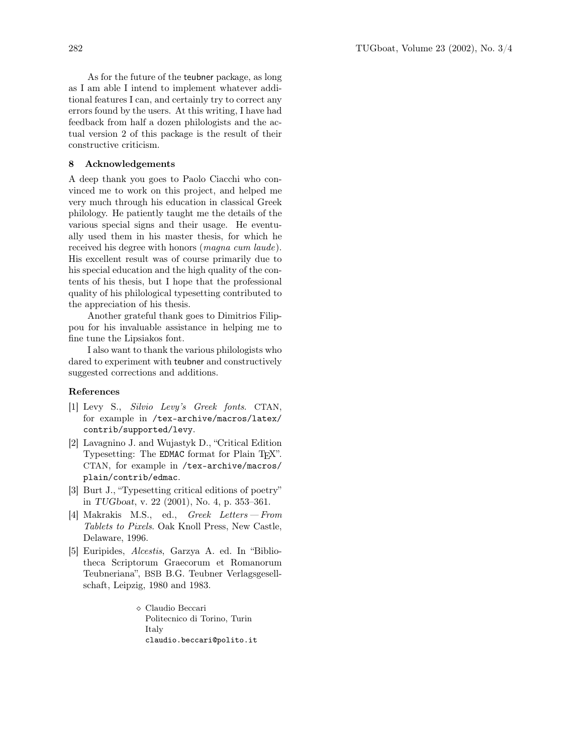As for the future of the teubner package, as long as I am able I intend to implement whatever additional features I can, and certainly try to correct any errors found by the users. At this writing, I have had feedback from half a dozen philologists and the actual version 2 of this package is the result of their constructive criticism.

## 8 Acknowledgements

A deep thank you goes to Paolo Ciacchi who convinced me to work on this project, and helped me very much through his education in classical Greek philology. He patiently taught me the details of the various special signs and their usage. He eventually used them in his master thesis, for which he received his degree with honors (*magna cum laude*). His excellent result was of course primarily due to his special education and the high quality of the contents of his thesis, but I hope that the professional quality of his philological typesetting contributed to the appreciation of his thesis.

Another grateful thank goes to Dimitrios Filippou for his invaluable assistance in helping me to fine tune the Lipsiakos font.

I also want to thank the various philologists who dared to experiment with teubner and constructively suggested corrections and additions.

### References

[1] Levy S., *Silvio Levy's Greek fonts*. CTAN, for example in `/tex-archive/macros/latex/contrib/supported/levy`.

[2] Lavagnino J. and Wujastyk D., "Critical Edition Typesetting: The EDMAC format for Plain TEX". CTAN, for example in `/tex-archive/macros/plain/contrib/edmac`.

[3] Burt J., "Typesetting critical editions of poetry" in *TUGboat*, v. 22 (2001), No. 4, p. 353–361.

[4] Makrakis M.S., ed., *Greek Letters — From Tablets to Pixels*. Oak Knoll Press, New Castle, Delaware, 1996.

[5] Euripides, *Alcestis*, Garzya A. ed. In "Bibliotheca Scriptorum Graecorum et Romanorum Teubneriana", BSB B.G. Teubner Verlagsgesellschaft, Leipzig, 1980 and 1983.

⋄ Claudio Beccari
Politecnico di Torino, Turin
Italy
`claudio.beccari@polito.it`